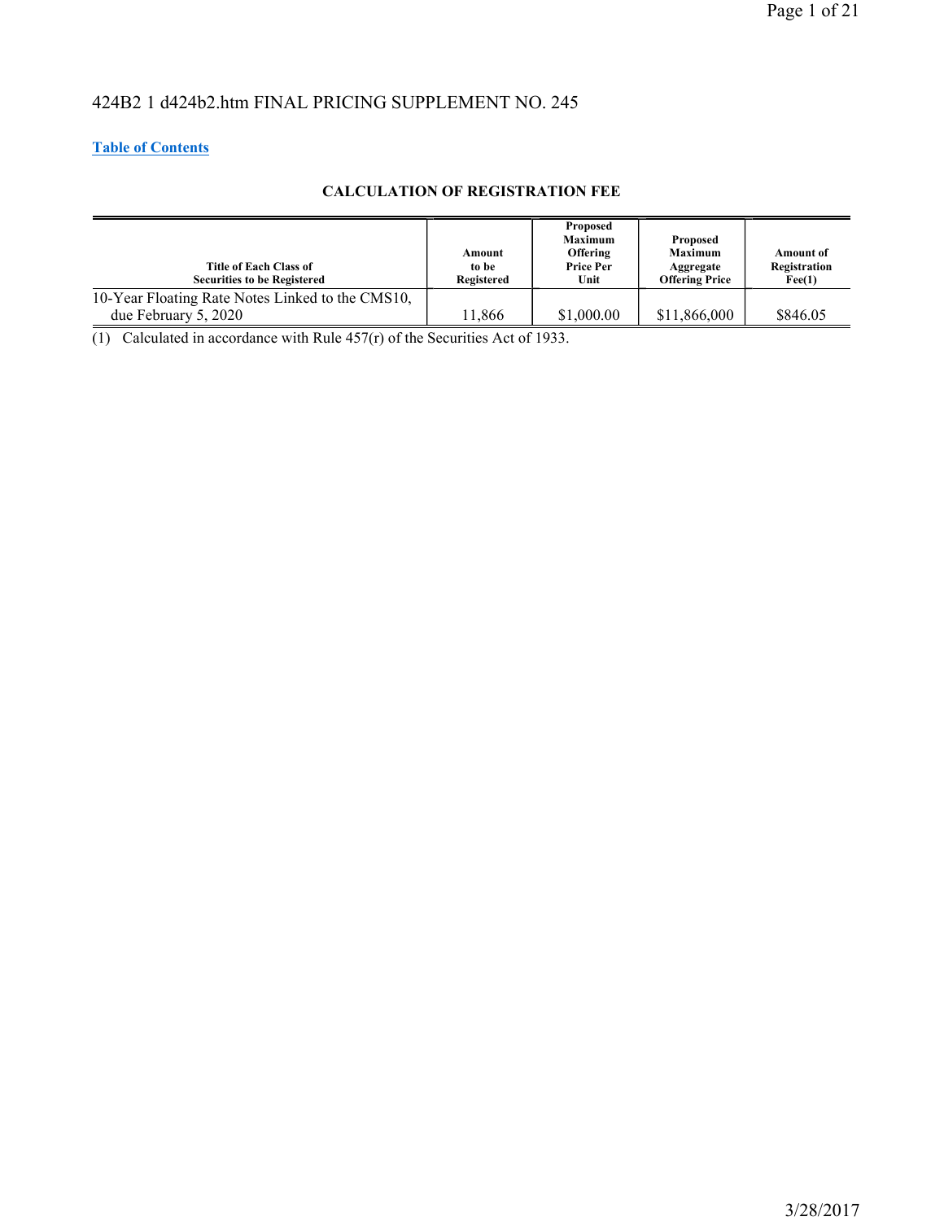424B2 1 d424b2.htm FINAL PRICING SUPPLEMENT NO. 245

Table of Contents

**CALCULATION OF REGISTRATION FEE**

| Title of Each Class of Securities to be Registered | Amount to be Registered | Proposed Maximum Offering Price Per Unit | Proposed Maximum Aggregate Offering Price | Amount of Registration Fee(1) |
|---|---|---|---|---|
| 10-Year Floating Rate Notes Linked to the CMS10, due February 5, 2020 | 11,866 | $1,000.00 | $11,866,000 | $846.05 |

(1) Calculated in accordance with Rule 457(r) of the Securities Act of 1933.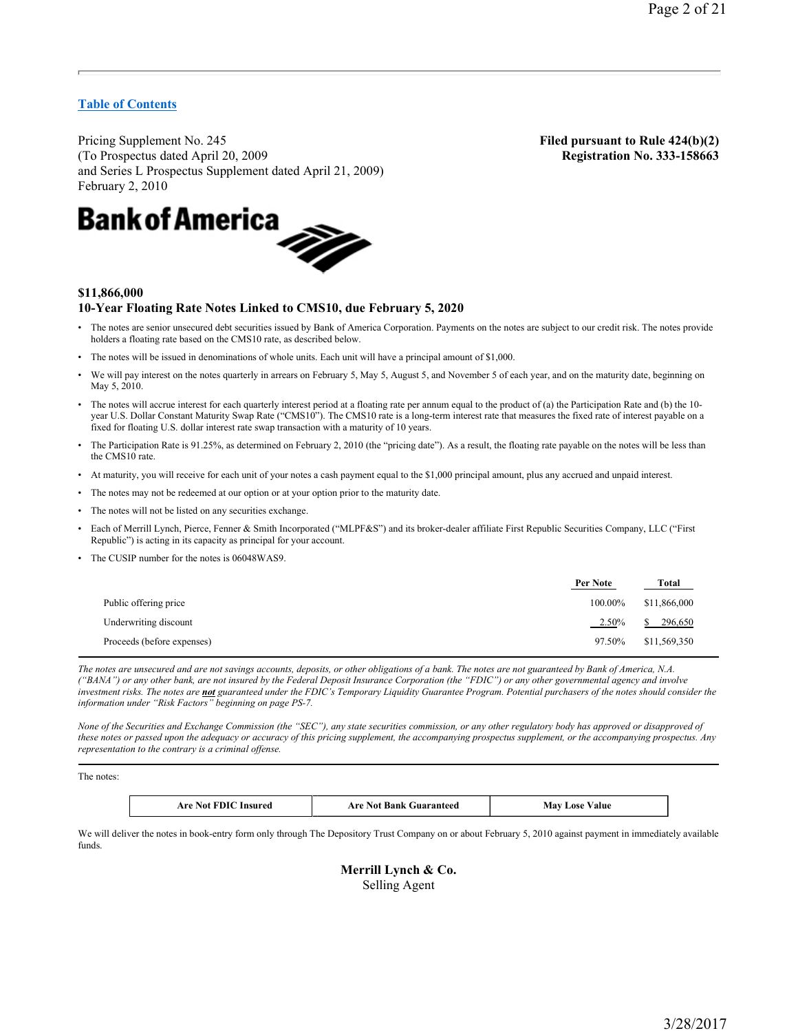[Table of Contents]

Pricing Supplement No. 245
(To Prospectus dated April 20, 2009
and Series L Prospectus Supplement dated April 21, 2009)
February 2, 2010

**Filed pursuant to Rule 424(b)(2)**
**Registration No. 333-158663**

**Bank of America**

**$11,866,000**
**10-Year Floating Rate Notes Linked to CMS10, due February 5, 2020**

- The notes are senior unsecured debt securities issued by Bank of America Corporation. Payments on the notes are subject to our credit risk. The notes provide holders a floating rate based on the CMS10 rate, as described below.
- The notes will be issued in denominations of whole units. Each unit will have a principal amount of $1,000.
- We will pay interest on the notes quarterly in arrears on February 5, May 5, August 5, and November 5 of each year, and on the maturity date, beginning on May 5, 2010.
- The notes will accrue interest for each quarterly interest period at a floating rate per annum equal to the product of (a) the Participation Rate and (b) the 10-year U.S. Dollar Constant Maturity Swap Rate ("CMS10"). The CMS10 rate is a long-term interest rate that measures the fixed rate of interest payable on a fixed for floating U.S. dollar interest rate swap transaction with a maturity of 10 years.
- The Participation Rate is 91.25%, as determined on February 2, 2010 (the "pricing date"). As a result, the floating rate payable on the notes will be less than the CMS10 rate.
- At maturity, you will receive for each unit of your notes a cash payment equal to the $1,000 principal amount, plus any accrued and unpaid interest.
- The notes may not be redeemed at our option or at your option prior to the maturity date.
- The notes will not be listed on any securities exchange.
- Each of Merrill Lynch, Pierce, Fenner & Smith Incorporated ("MLPF&S") and its broker-dealer affiliate First Republic Securities Company, LLC ("First Republic") is acting in its capacity as principal for your account.
- The CUSIP number for the notes is 06048WAS9.

| | Per Note | Total |
|---|---|---|
| Public offering price | 100.00% | $11,866,000 |
| Underwriting discount | 2.50% | $ 296,650 |
| Proceeds (before expenses) | 97.50% | $11,569,350 |

*The notes are unsecured and are not savings accounts, deposits, or other obligations of a bank. The notes are not guaranteed by Bank of America, N.A. ("BANA") or any other bank, are not insured by the Federal Deposit Insurance Corporation (the "FDIC") or any other governmental agency and involve investment risks. The notes are **not** guaranteed under the FDIC's Temporary Liquidity Guarantee Program. Potential purchasers of the notes should consider the information under "Risk Factors" beginning on page PS-7.*

*None of the Securities and Exchange Commission (the "SEC"), any state securities commission, or any other regulatory body has approved or disapproved of these notes or passed upon the adequacy or accuracy of this pricing supplement, the accompanying prospectus supplement, or the accompanying prospectus. Any representation to the contrary is a criminal offense.*

The notes:

| Are Not FDIC Insured | Are Not Bank Guaranteed | May Lose Value |
|---|---|---|

We will deliver the notes in book-entry form only through The Depository Trust Company on or about February 5, 2010 against payment in immediately available funds.

**Merrill Lynch & Co.**
Selling Agent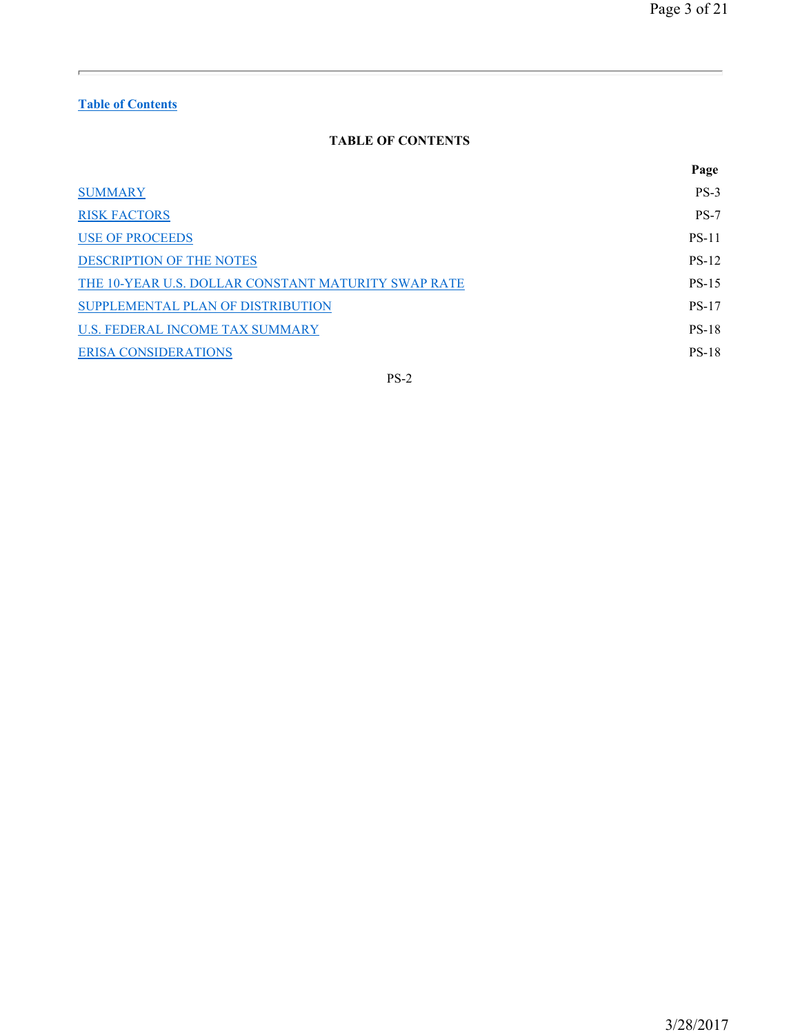Table of Contents

## TABLE OF CONTENTS

| | Page |
|---|---|
| SUMMARY | PS-3 |
| RISK FACTORS | PS-7 |
| USE OF PROCEEDS | PS-11 |
| DESCRIPTION OF THE NOTES | PS-12 |
| THE 10-YEAR U.S. DOLLAR CONSTANT MATURITY SWAP RATE | PS-15 |
| SUPPLEMENTAL PLAN OF DISTRIBUTION | PS-17 |
| U.S. FEDERAL INCOME TAX SUMMARY | PS-18 |
| ERISA CONSIDERATIONS | PS-18 |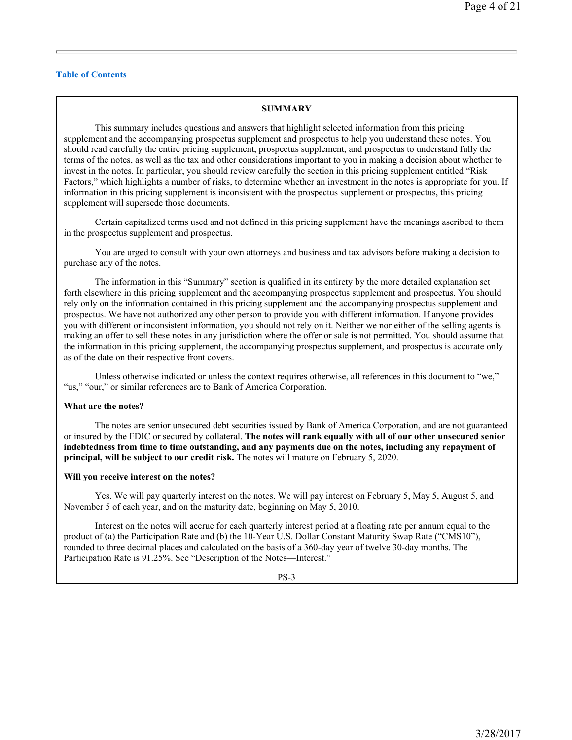[Table of Contents](#)

## SUMMARY

This summary includes questions and answers that highlight selected information from this pricing supplement and the accompanying prospectus supplement and prospectus to help you understand these notes. You should read carefully the entire pricing supplement, prospectus supplement, and prospectus to understand fully the terms of the notes, as well as the tax and other considerations important to you in making a decision about whether to invest in the notes. In particular, you should review carefully the section in this pricing supplement entitled "Risk Factors," which highlights a number of risks, to determine whether an investment in the notes is appropriate for you. If information in this pricing supplement is inconsistent with the prospectus supplement or prospectus, this pricing supplement will supersede those documents.

Certain capitalized terms used and not defined in this pricing supplement have the meanings ascribed to them in the prospectus supplement and prospectus.

You are urged to consult with your own attorneys and business and tax advisors before making a decision to purchase any of the notes.

The information in this "Summary" section is qualified in its entirety by the more detailed explanation set forth elsewhere in this pricing supplement and the accompanying prospectus supplement and prospectus. You should rely only on the information contained in this pricing supplement and the accompanying prospectus supplement and prospectus. We have not authorized any other person to provide you with different information. If anyone provides you with different or inconsistent information, you should not rely on it. Neither we nor either of the selling agents is making an offer to sell these notes in any jurisdiction where the offer or sale is not permitted. You should assume that the information in this pricing supplement, the accompanying prospectus supplement, and prospectus is accurate only as of the date on their respective front covers.

Unless otherwise indicated or unless the context requires otherwise, all references in this document to "we," "us," "our," or similar references are to Bank of America Corporation.

**What are the notes?**

The notes are senior unsecured debt securities issued by Bank of America Corporation, and are not guaranteed or insured by the FDIC or secured by collateral. **The notes will rank equally with all of our other unsecured senior indebtedness from time to time outstanding, and any payments due on the notes, including any repayment of principal, will be subject to our credit risk.** The notes will mature on February 5, 2020.

**Will you receive interest on the notes?**

Yes. We will pay quarterly interest on the notes. We will pay interest on February 5, May 5, August 5, and November 5 of each year, and on the maturity date, beginning on May 5, 2010.

Interest on the notes will accrue for each quarterly interest period at a floating rate per annum equal to the product of (a) the Participation Rate and (b) the 10-Year U.S. Dollar Constant Maturity Swap Rate ("CMS10"), rounded to three decimal places and calculated on the basis of a 360-day year of twelve 30-day months. The Participation Rate is 91.25%. See "Description of the Notes—Interest."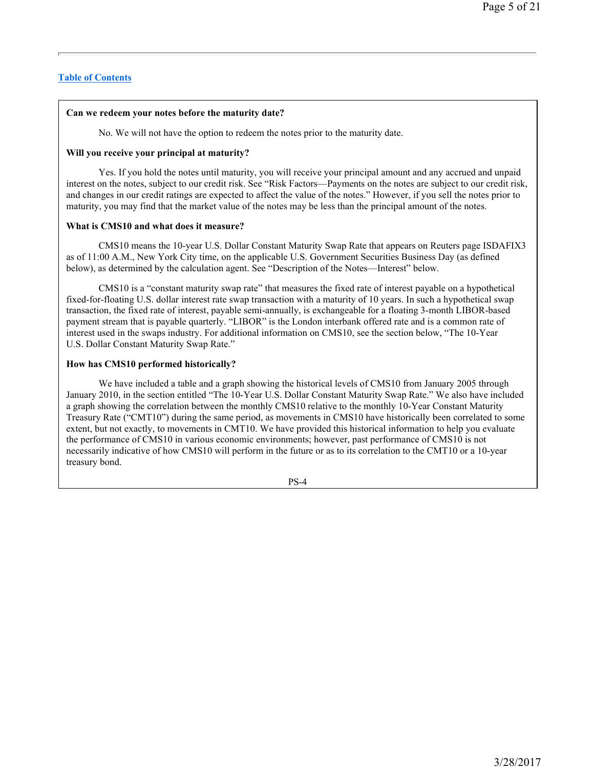[Table of Contents](#)

**Can we redeem your notes before the maturity date?**

No. We will not have the option to redeem the notes prior to the maturity date.

**Will you receive your principal at maturity?**

Yes. If you hold the notes until maturity, you will receive your principal amount and any accrued and unpaid interest on the notes, subject to our credit risk. See "Risk Factors—Payments on the notes are subject to our credit risk, and changes in our credit ratings are expected to affect the value of the notes." However, if you sell the notes prior to maturity, you may find that the market value of the notes may be less than the principal amount of the notes.

**What is CMS10 and what does it measure?**

CMS10 means the 10-year U.S. Dollar Constant Maturity Swap Rate that appears on Reuters page ISDAFIX3 as of 11:00 A.M., New York City time, on the applicable U.S. Government Securities Business Day (as defined below), as determined by the calculation agent. See "Description of the Notes—Interest" below.

CMS10 is a "constant maturity swap rate" that measures the fixed rate of interest payable on a hypothetical fixed-for-floating U.S. dollar interest rate swap transaction with a maturity of 10 years. In such a hypothetical swap transaction, the fixed rate of interest, payable semi-annually, is exchangeable for a floating 3-month LIBOR-based payment stream that is payable quarterly. "LIBOR" is the London interbank offered rate and is a common rate of interest used in the swaps industry. For additional information on CMS10, see the section below, "The 10-Year U.S. Dollar Constant Maturity Swap Rate."

**How has CMS10 performed historically?**

We have included a table and a graph showing the historical levels of CMS10 from January 2005 through January 2010, in the section entitled "The 10-Year U.S. Dollar Constant Maturity Swap Rate." We also have included a graph showing the correlation between the monthly CMS10 relative to the monthly 10-Year Constant Maturity Treasury Rate ("CMT10") during the same period, as movements in CMS10 have historically been correlated to some extent, but not exactly, to movements in CMT10. We have provided this historical information to help you evaluate the performance of CMS10 in various economic environments; however, past performance of CMS10 is not necessarily indicative of how CMS10 will perform in the future or as to its correlation to the CMT10 or a 10-year treasury bond.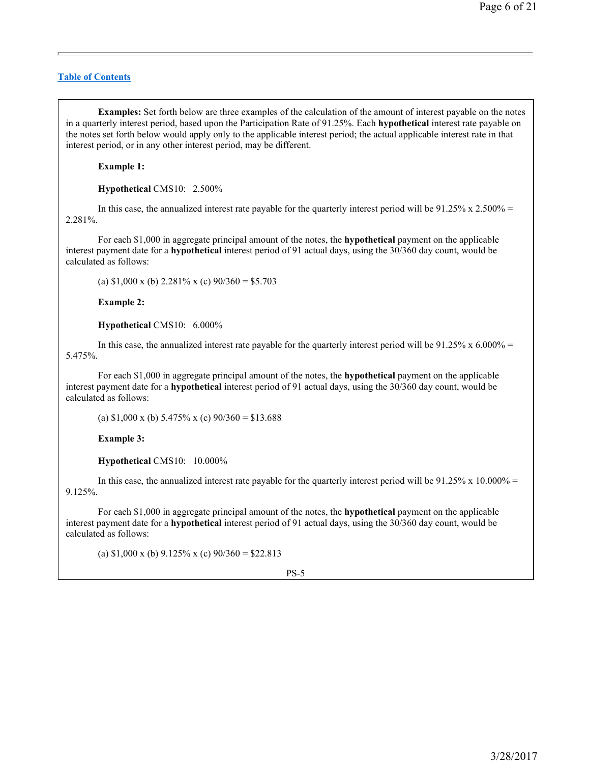[Table of Contents](#)

**Examples:** Set forth below are three examples of the calculation of the amount of interest payable on the notes in a quarterly interest period, based upon the Participation Rate of 91.25%. Each **hypothetical** interest rate payable on the notes set forth below would apply only to the applicable interest period; the actual applicable interest rate in that interest period, or in any other interest period, may be different.

**Example 1:**

**Hypothetical** CMS10: 2.500%

In this case, the annualized interest rate payable for the quarterly interest period will be 91.25% x 2.500% = 2.281%.

For each $1,000 in aggregate principal amount of the notes, the **hypothetical** payment on the applicable interest payment date for a **hypothetical** interest period of 91 actual days, using the 30/360 day count, would be calculated as follows:

(a) $1,000 x (b) 2.281% x (c) 90/360 = $5.703

**Example 2:**

**Hypothetical** CMS10: 6.000%

In this case, the annualized interest rate payable for the quarterly interest period will be 91.25% x 6.000% = 5.475%.

For each $1,000 in aggregate principal amount of the notes, the **hypothetical** payment on the applicable interest payment date for a **hypothetical** interest period of 91 actual days, using the 30/360 day count, would be calculated as follows:

(a) $1,000 x (b) 5.475% x (c) 90/360 = $13.688

**Example 3:**

**Hypothetical** CMS10: 10.000%

In this case, the annualized interest rate payable for the quarterly interest period will be 91.25% x 10.000% = 9.125%.

For each $1,000 in aggregate principal amount of the notes, the **hypothetical** payment on the applicable interest payment date for a **hypothetical** interest period of 91 actual days, using the 30/360 day count, would be calculated as follows:

(a) $1,000 x (b) 9.125% x (c) 90/360 = $22.813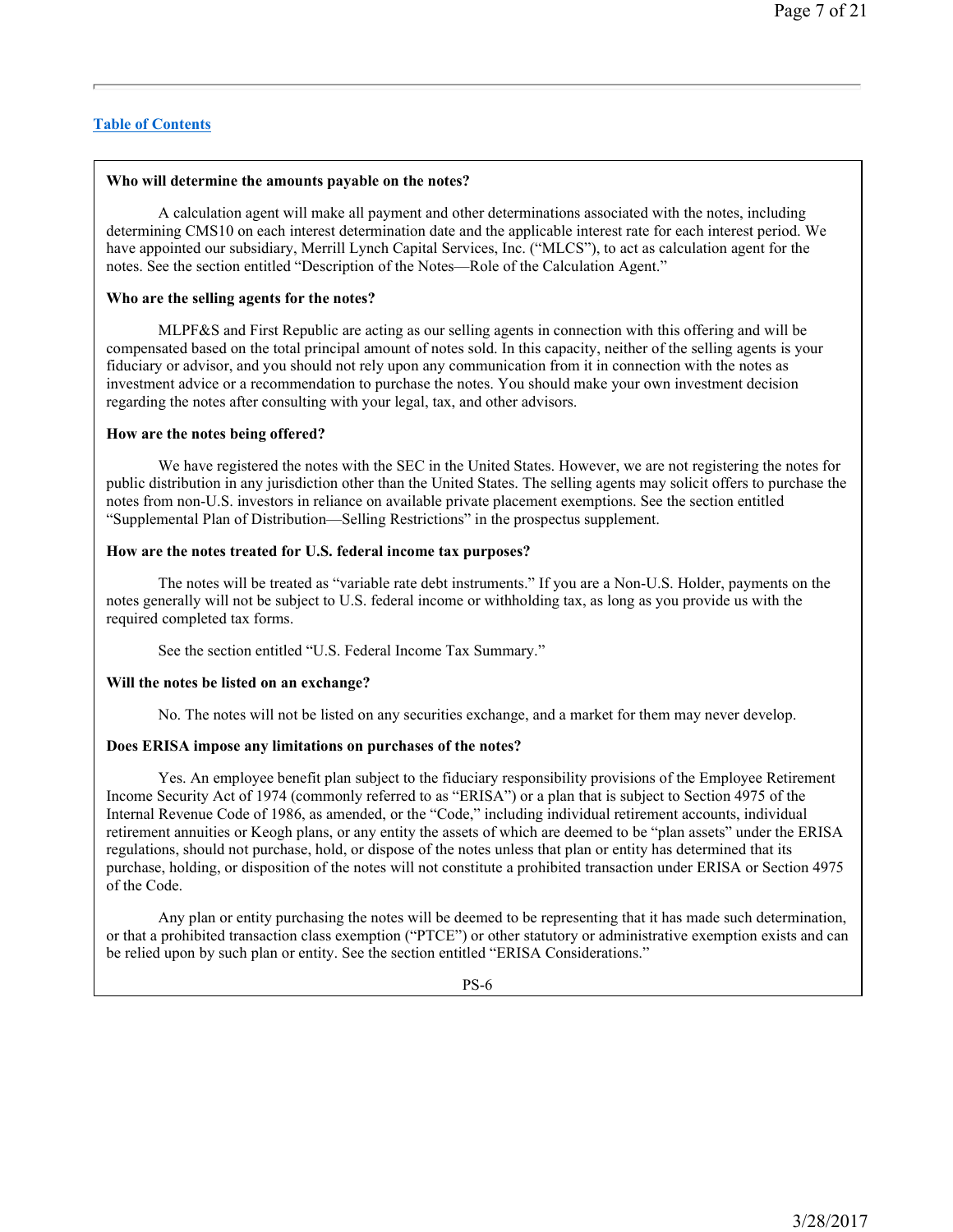[Table of Contents](#)

**Who will determine the amounts payable on the notes?**

A calculation agent will make all payment and other determinations associated with the notes, including determining CMS10 on each interest determination date and the applicable interest rate for each interest period. We have appointed our subsidiary, Merrill Lynch Capital Services, Inc. ("MLCS"), to act as calculation agent for the notes. See the section entitled "Description of the Notes—Role of the Calculation Agent."

**Who are the selling agents for the notes?**

MLPF&S and First Republic are acting as our selling agents in connection with this offering and will be compensated based on the total principal amount of notes sold. In this capacity, neither of the selling agents is your fiduciary or advisor, and you should not rely upon any communication from it in connection with the notes as investment advice or a recommendation to purchase the notes. You should make your own investment decision regarding the notes after consulting with your legal, tax, and other advisors.

**How are the notes being offered?**

We have registered the notes with the SEC in the United States. However, we are not registering the notes for public distribution in any jurisdiction other than the United States. The selling agents may solicit offers to purchase the notes from non-U.S. investors in reliance on available private placement exemptions. See the section entitled "Supplemental Plan of Distribution—Selling Restrictions" in the prospectus supplement.

**How are the notes treated for U.S. federal income tax purposes?**

The notes will be treated as "variable rate debt instruments." If you are a Non-U.S. Holder, payments on the notes generally will not be subject to U.S. federal income or withholding tax, as long as you provide us with the required completed tax forms.

See the section entitled "U.S. Federal Income Tax Summary."

**Will the notes be listed on an exchange?**

No. The notes will not be listed on any securities exchange, and a market for them may never develop.

**Does ERISA impose any limitations on purchases of the notes?**

Yes. An employee benefit plan subject to the fiduciary responsibility provisions of the Employee Retirement Income Security Act of 1974 (commonly referred to as "ERISA") or a plan that is subject to Section 4975 of the Internal Revenue Code of 1986, as amended, or the "Code," including individual retirement accounts, individual retirement annuities or Keogh plans, or any entity the assets of which are deemed to be "plan assets" under the ERISA regulations, should not purchase, hold, or dispose of the notes unless that plan or entity has determined that its purchase, holding, or disposition of the notes will not constitute a prohibited transaction under ERISA or Section 4975 of the Code.

Any plan or entity purchasing the notes will be deemed to be representing that it has made such determination, or that a prohibited transaction class exemption ("PTCE") or other statutory or administrative exemption exists and can be relied upon by such plan or entity. See the section entitled "ERISA Considerations."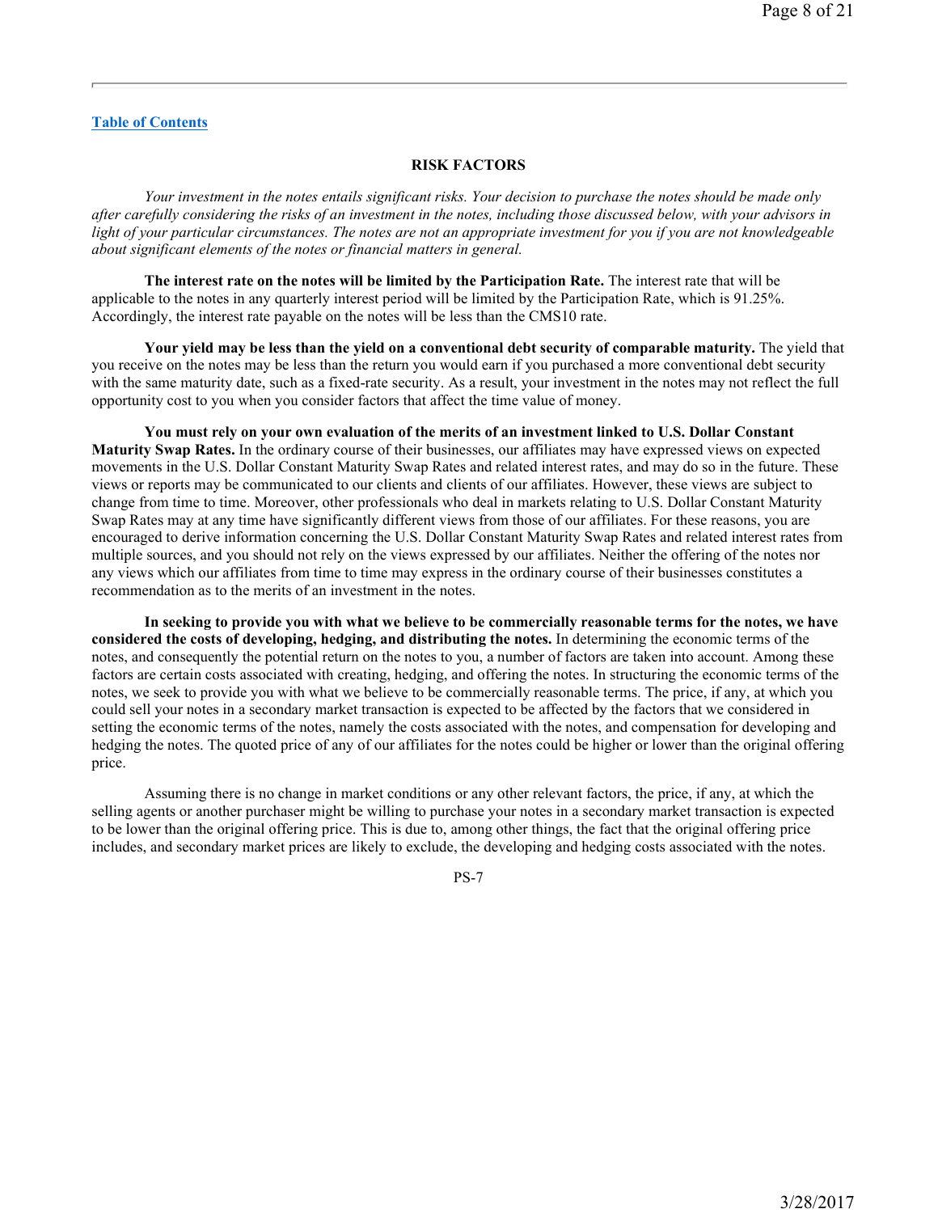## RISK FACTORS

*Your investment in the notes entails significant risks. Your decision to purchase the notes should be made only after carefully considering the risks of an investment in the notes, including those discussed below, with your advisors in light of your particular circumstances. The notes are not an appropriate investment for you if you are not knowledgeable about significant elements of the notes or financial matters in general.*

**The interest rate on the notes will be limited by the Participation Rate.** The interest rate that will be applicable to the notes in any quarterly interest period will be limited by the Participation Rate, which is 91.25%. Accordingly, the interest rate payable on the notes will be less than the CMS10 rate.

**Your yield may be less than the yield on a conventional debt security of comparable maturity.** The yield that you receive on the notes may be less than the return you would earn if you purchased a more conventional debt security with the same maturity date, such as a fixed-rate security. As a result, your investment in the notes may not reflect the full opportunity cost to you when you consider factors that affect the time value of money.

**You must rely on your own evaluation of the merits of an investment linked to U.S. Dollar Constant Maturity Swap Rates.** In the ordinary course of their businesses, our affiliates may have expressed views on expected movements in the U.S. Dollar Constant Maturity Swap Rates and related interest rates, and may do so in the future. These views or reports may be communicated to our clients and clients of our affiliates. However, these views are subject to change from time to time. Moreover, other professionals who deal in markets relating to U.S. Dollar Constant Maturity Swap Rates may at any time have significantly different views from those of our affiliates. For these reasons, you are encouraged to derive information concerning the U.S. Dollar Constant Maturity Swap Rates and related interest rates from multiple sources, and you should not rely on the views expressed by our affiliates. Neither the offering of the notes nor any views which our affiliates from time to time may express in the ordinary course of their businesses constitutes a recommendation as to the merits of an investment in the notes.

**In seeking to provide you with what we believe to be commercially reasonable terms for the notes, we have considered the costs of developing, hedging, and distributing the notes.** In determining the economic terms of the notes, and consequently the potential return on the notes to you, a number of factors are taken into account. Among these factors are certain costs associated with creating, hedging, and offering the notes. In structuring the economic terms of the notes, we seek to provide you with what we believe to be commercially reasonable terms. The price, if any, at which you could sell your notes in a secondary market transaction is expected to be affected by the factors that we considered in setting the economic terms of the notes, namely the costs associated with the notes, and compensation for developing and hedging the notes. The quoted price of any of our affiliates for the notes could be higher or lower than the original offering price.

Assuming there is no change in market conditions or any other relevant factors, the price, if any, at which the selling agents or another purchaser might be willing to purchase your notes in a secondary market transaction is expected to be lower than the original offering price. This is due to, among other things, the fact that the original offering price includes, and secondary market prices are likely to exclude, the developing and hedging costs associated with the notes.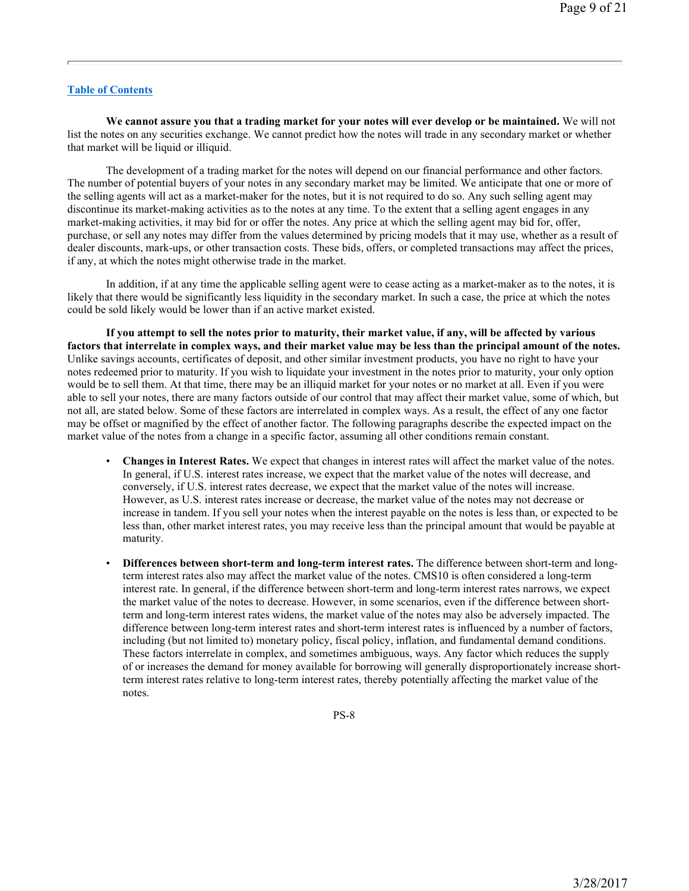[Table of Contents](#)

**We cannot assure you that a trading market for your notes will ever develop or be maintained.** We will not list the notes on any securities exchange. We cannot predict how the notes will trade in any secondary market or whether that market will be liquid or illiquid.

The development of a trading market for the notes will depend on our financial performance and other factors. The number of potential buyers of your notes in any secondary market may be limited. We anticipate that one or more of the selling agents will act as a market-maker for the notes, but it is not required to do so. Any such selling agent may discontinue its market-making activities as to the notes at any time. To the extent that a selling agent engages in any market-making activities, it may bid for or offer the notes. Any price at which the selling agent may bid for, offer, purchase, or sell any notes may differ from the values determined by pricing models that it may use, whether as a result of dealer discounts, mark-ups, or other transaction costs. These bids, offers, or completed transactions may affect the prices, if any, at which the notes might otherwise trade in the market.

In addition, if at any time the applicable selling agent were to cease acting as a market-maker as to the notes, it is likely that there would be significantly less liquidity in the secondary market. In such a case, the price at which the notes could be sold likely would be lower than if an active market existed.

**If you attempt to sell the notes prior to maturity, their market value, if any, will be affected by various factors that interrelate in complex ways, and their market value may be less than the principal amount of the notes.** Unlike savings accounts, certificates of deposit, and other similar investment products, you have no right to have your notes redeemed prior to maturity. If you wish to liquidate your investment in the notes prior to maturity, your only option would be to sell them. At that time, there may be an illiquid market for your notes or no market at all. Even if you were able to sell your notes, there are many factors outside of our control that may affect their market value, some of which, but not all, are stated below. Some of these factors are interrelated in complex ways. As a result, the effect of any one factor may be offset or magnified by the effect of another factor. The following paragraphs describe the expected impact on the market value of the notes from a change in a specific factor, assuming all other conditions remain constant.

- **Changes in Interest Rates.** We expect that changes in interest rates will affect the market value of the notes. In general, if U.S. interest rates increase, we expect that the market value of the notes will decrease, and conversely, if U.S. interest rates decrease, we expect that the market value of the notes will increase. However, as U.S. interest rates increase or decrease, the market value of the notes may not decrease or increase in tandem. If you sell your notes when the interest payable on the notes is less than, or expected to be less than, other market interest rates, you may receive less than the principal amount that would be payable at maturity.

- **Differences between short-term and long-term interest rates.** The difference between short-term and long-term interest rates also may affect the market value of the notes. CMS10 is often considered a long-term interest rate. In general, if the difference between short-term and long-term interest rates narrows, we expect the market value of the notes to decrease. However, in some scenarios, even if the difference between short-term and long-term interest rates widens, the market value of the notes may also be adversely impacted. The difference between long-term interest rates and short-term interest rates is influenced by a number of factors, including (but not limited to) monetary policy, fiscal policy, inflation, and fundamental demand conditions. These factors interrelate in complex, and sometimes ambiguous, ways. Any factor which reduces the supply of or increases the demand for money available for borrowing will generally disproportionately increase short-term interest rates relative to long-term interest rates, thereby potentially affecting the market value of the notes.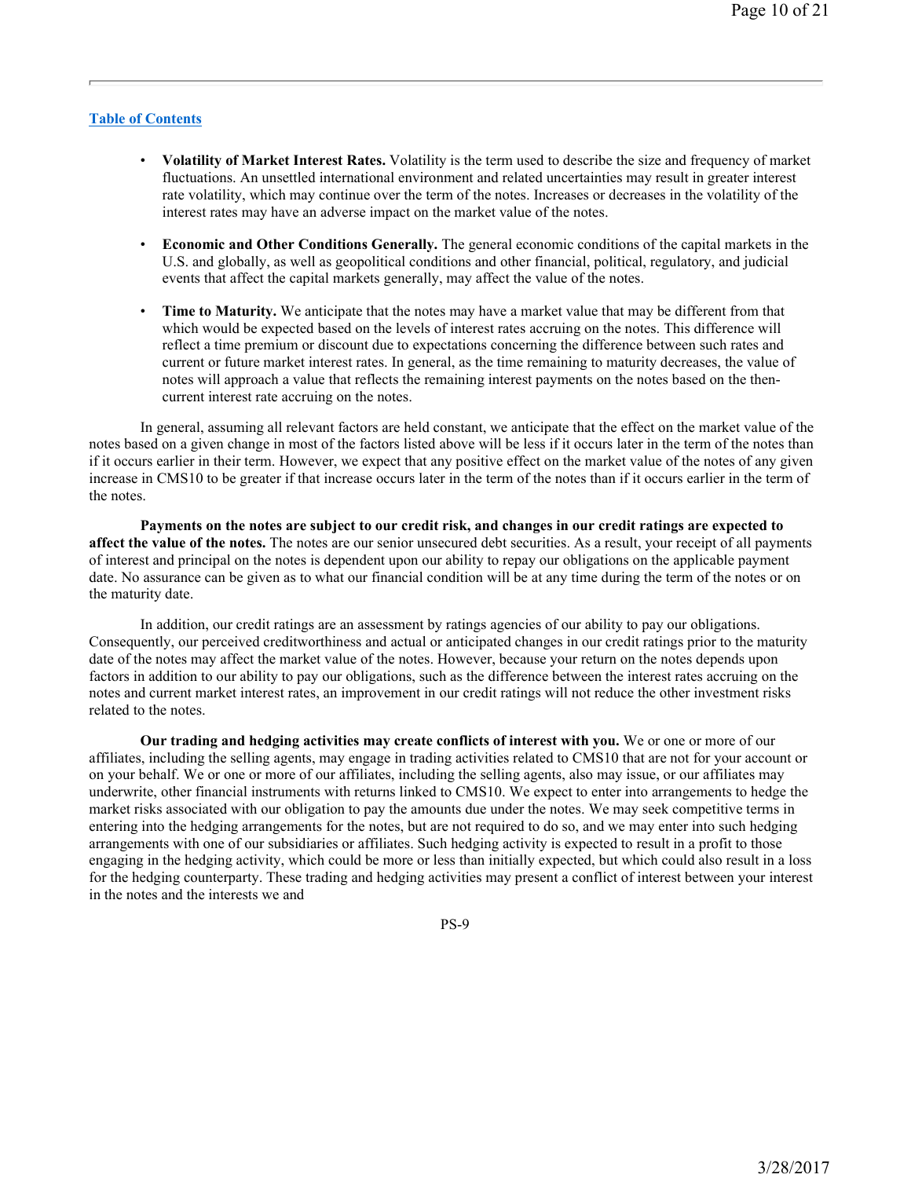[Table of Contents](#)

- **Volatility of Market Interest Rates.** Volatility is the term used to describe the size and frequency of market fluctuations. An unsettled international environment and related uncertainties may result in greater interest rate volatility, which may continue over the term of the notes. Increases or decreases in the volatility of the interest rates may have an adverse impact on the market value of the notes.

- **Economic and Other Conditions Generally.** The general economic conditions of the capital markets in the U.S. and globally, as well as geopolitical conditions and other financial, political, regulatory, and judicial events that affect the capital markets generally, may affect the value of the notes.

- **Time to Maturity.** We anticipate that the notes may have a market value that may be different from that which would be expected based on the levels of interest rates accruing on the notes. This difference will reflect a time premium or discount due to expectations concerning the difference between such rates and current or future market interest rates. In general, as the time remaining to maturity decreases, the value of notes will approach a value that reflects the remaining interest payments on the notes based on the then-current interest rate accruing on the notes.

In general, assuming all relevant factors are held constant, we anticipate that the effect on the market value of the notes based on a given change in most of the factors listed above will be less if it occurs later in the term of the notes than if it occurs earlier in their term. However, we expect that any positive effect on the market value of the notes of any given increase in CMS10 to be greater if that increase occurs later in the term of the notes than if it occurs earlier in the term of the notes.

**Payments on the notes are subject to our credit risk, and changes in our credit ratings are expected to affect the value of the notes.** The notes are our senior unsecured debt securities. As a result, your receipt of all payments of interest and principal on the notes is dependent upon our ability to repay our obligations on the applicable payment date. No assurance can be given as to what our financial condition will be at any time during the term of the notes or on the maturity date.

In addition, our credit ratings are an assessment by ratings agencies of our ability to pay our obligations. Consequently, our perceived creditworthiness and actual or anticipated changes in our credit ratings prior to the maturity date of the notes may affect the market value of the notes. However, because your return on the notes depends upon factors in addition to our ability to pay our obligations, such as the difference between the interest rates accruing on the notes and current market interest rates, an improvement in our credit ratings will not reduce the other investment risks related to the notes.

**Our trading and hedging activities may create conflicts of interest with you.** We or one or more of our affiliates, including the selling agents, may engage in trading activities related to CMS10 that are not for your account or on your behalf. We or one or more of our affiliates, including the selling agents, also may issue, or our affiliates may underwrite, other financial instruments with returns linked to CMS10. We expect to enter into arrangements to hedge the market risks associated with our obligation to pay the amounts due under the notes. We may seek competitive terms in entering into the hedging arrangements for the notes, but are not required to do so, and we may enter into such hedging arrangements with one of our subsidiaries or affiliates. Such hedging activity is expected to result in a profit to those engaging in the hedging activity, which could be more or less than initially expected, but which could also result in a loss for the hedging counterparty. These trading and hedging activities may present a conflict of interest between your interest in the notes and the interests we and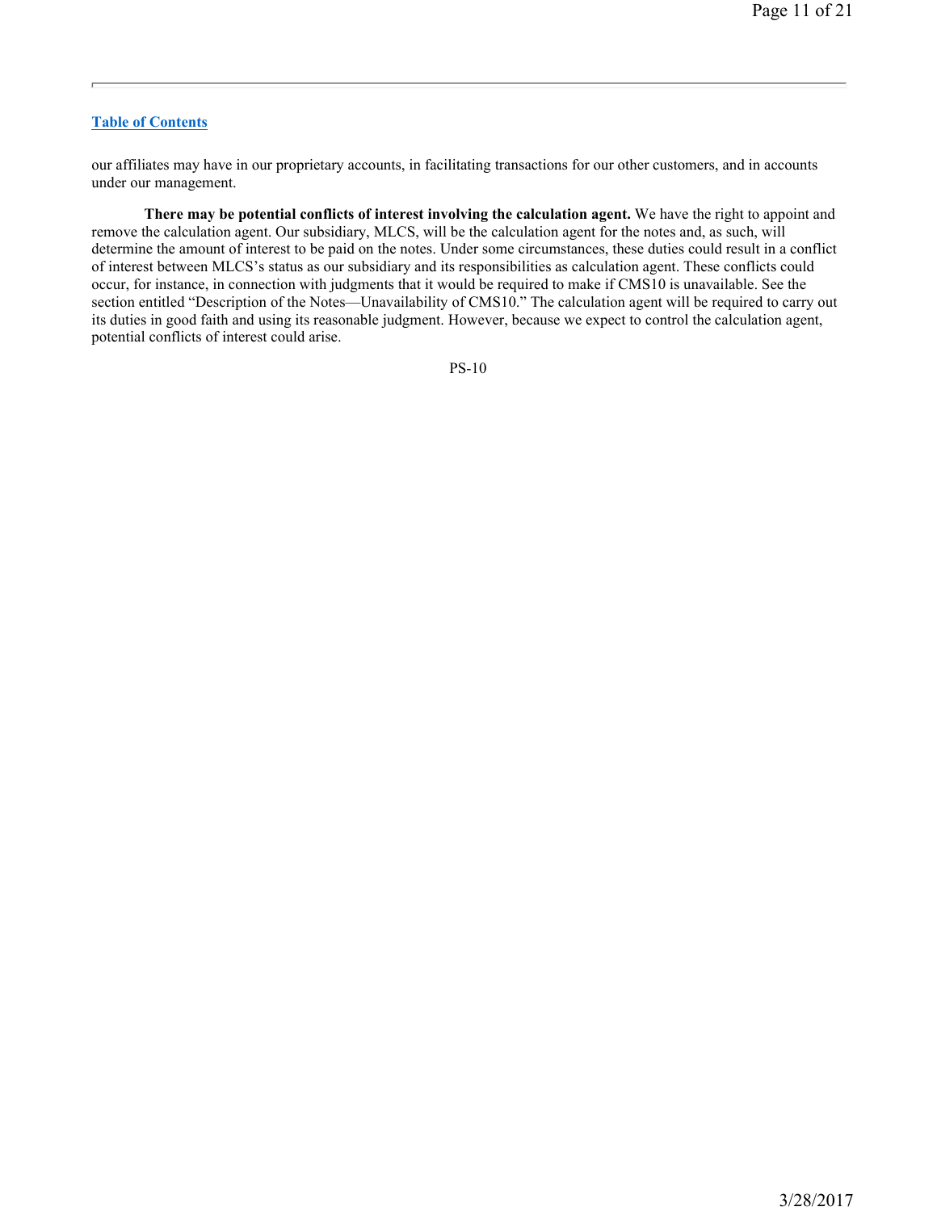our affiliates may have in our proprietary accounts, in facilitating transactions for our other customers, and in accounts under our management.

**There may be potential conflicts of interest involving the calculation agent.** We have the right to appoint and remove the calculation agent. Our subsidiary, MLCS, will be the calculation agent for the notes and, as such, will determine the amount of interest to be paid on the notes. Under some circumstances, these duties could result in a conflict of interest between MLCS's status as our subsidiary and its responsibilities as calculation agent. These conflicts could occur, for instance, in connection with judgments that it would be required to make if CMS10 is unavailable. See the section entitled "Description of the Notes—Unavailability of CMS10." The calculation agent will be required to carry out its duties in good faith and using its reasonable judgment. However, because we expect to control the calculation agent, potential conflicts of interest could arise.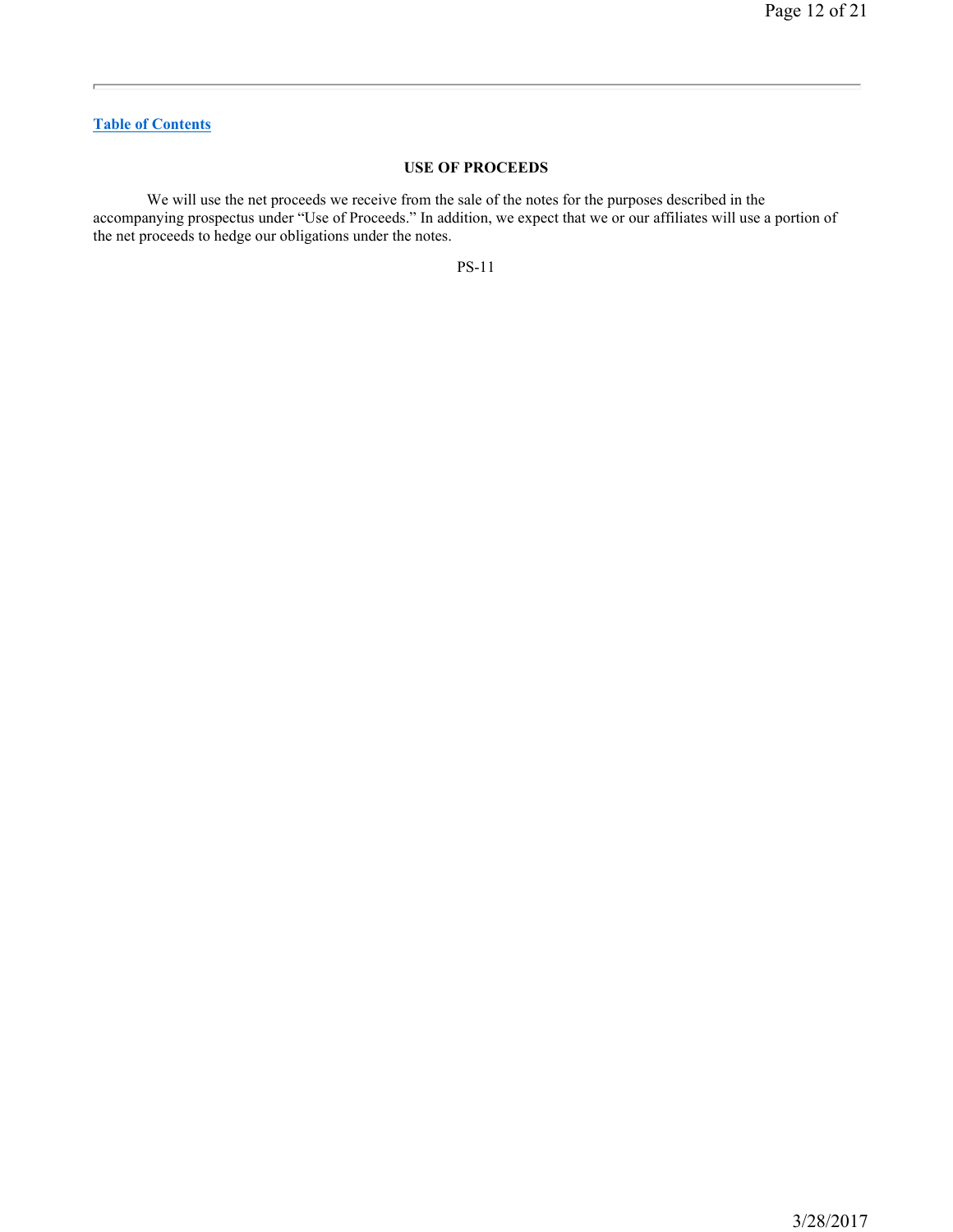Table of Contents

## USE OF PROCEEDS

We will use the net proceeds we receive from the sale of the notes for the purposes described in the accompanying prospectus under "Use of Proceeds." In addition, we expect that we or our affiliates will use a portion of the net proceeds to hedge our obligations under the notes.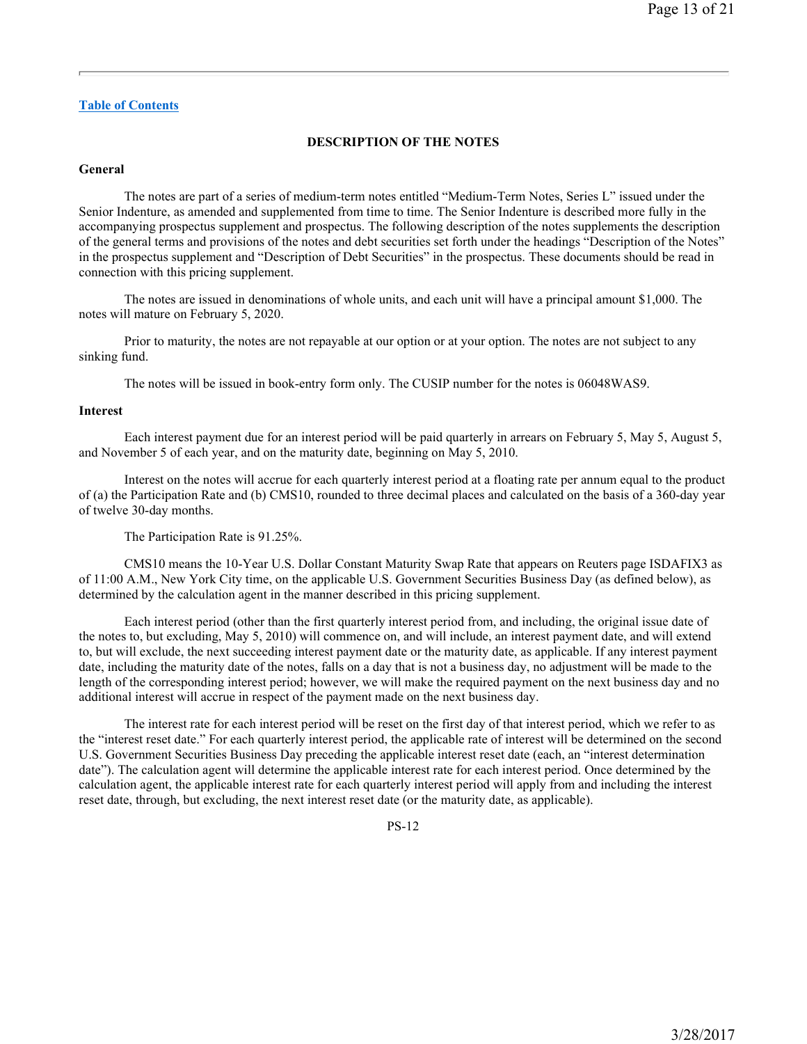[Table of Contents](#)

## DESCRIPTION OF THE NOTES

### General

The notes are part of a series of medium-term notes entitled "Medium-Term Notes, Series L" issued under the Senior Indenture, as amended and supplemented from time to time. The Senior Indenture is described more fully in the accompanying prospectus supplement and prospectus. The following description of the notes supplements the description of the general terms and provisions of the notes and debt securities set forth under the headings "Description of the Notes" in the prospectus supplement and "Description of Debt Securities" in the prospectus. These documents should be read in connection with this pricing supplement.

The notes are issued in denominations of whole units, and each unit will have a principal amount $1,000. The notes will mature on February 5, 2020.

Prior to maturity, the notes are not repayable at our option or at your option. The notes are not subject to any sinking fund.

The notes will be issued in book-entry form only. The CUSIP number for the notes is 06048WAS9.

### Interest

Each interest payment due for an interest period will be paid quarterly in arrears on February 5, May 5, August 5, and November 5 of each year, and on the maturity date, beginning on May 5, 2010.

Interest on the notes will accrue for each quarterly interest period at a floating rate per annum equal to the product of (a) the Participation Rate and (b) CMS10, rounded to three decimal places and calculated on the basis of a 360-day year of twelve 30-day months.

The Participation Rate is 91.25%.

CMS10 means the 10-Year U.S. Dollar Constant Maturity Swap Rate that appears on Reuters page ISDAFIX3 as of 11:00 A.M., New York City time, on the applicable U.S. Government Securities Business Day (as defined below), as determined by the calculation agent in the manner described in this pricing supplement.

Each interest period (other than the first quarterly interest period from, and including, the original issue date of the notes to, but excluding, May 5, 2010) will commence on, and will include, an interest payment date, and will extend to, but will exclude, the next succeeding interest payment date or the maturity date, as applicable. If any interest payment date, including the maturity date of the notes, falls on a day that is not a business day, no adjustment will be made to the length of the corresponding interest period; however, we will make the required payment on the next business day and no additional interest will accrue in respect of the payment made on the next business day.

The interest rate for each interest period will be reset on the first day of that interest period, which we refer to as the "interest reset date." For each quarterly interest period, the applicable rate of interest will be determined on the second U.S. Government Securities Business Day preceding the applicable interest reset date (each, an "interest determination date"). The calculation agent will determine the applicable interest rate for each interest period. Once determined by the calculation agent, the applicable interest rate for each quarterly interest period will apply from and including the interest reset date, through, but excluding, the next interest reset date (or the maturity date, as applicable).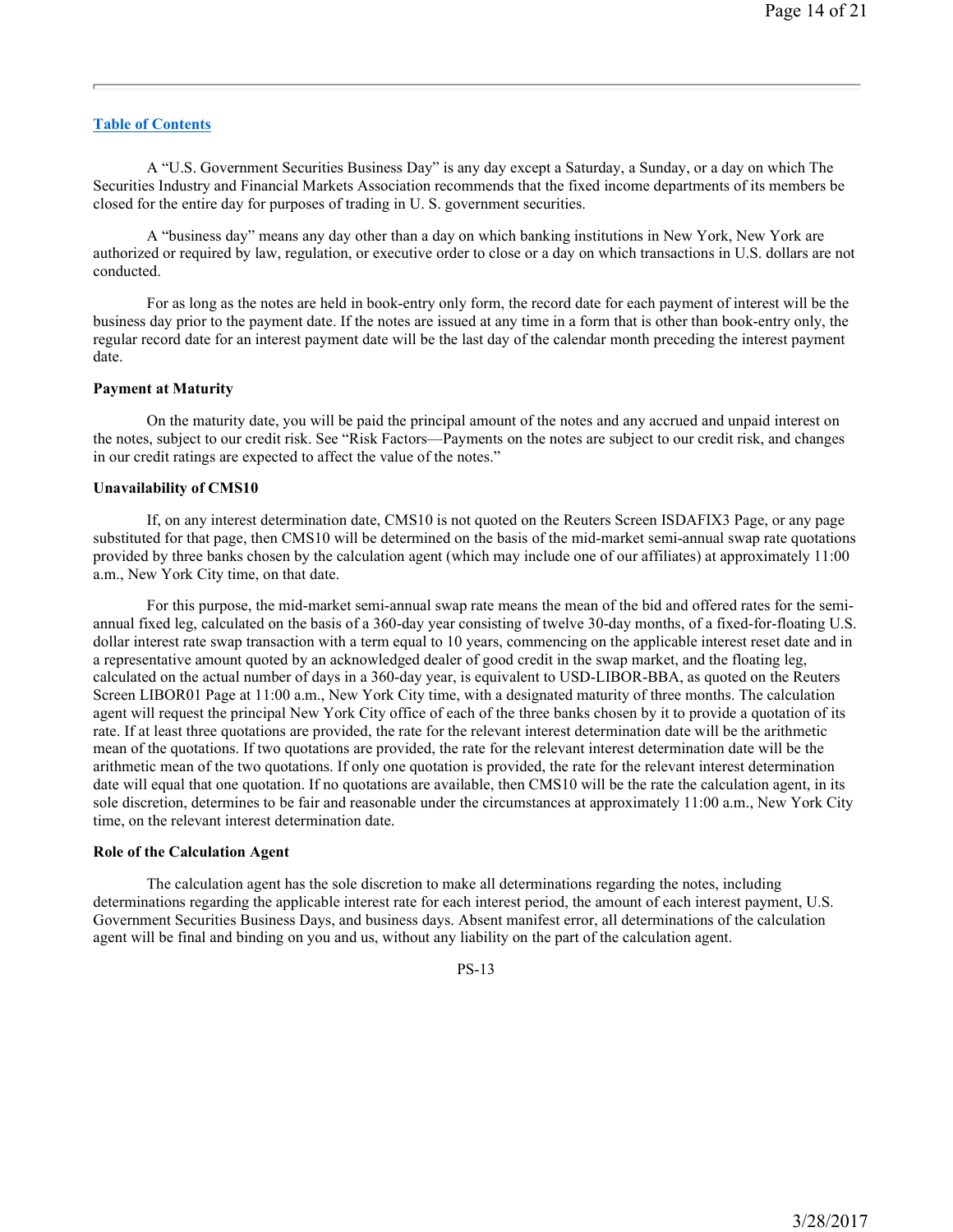A “U.S. Government Securities Business Day” is any day except a Saturday, a Sunday, or a day on which The Securities Industry and Financial Markets Association recommends that the fixed income departments of its members be closed for the entire day for purposes of trading in U. S. government securities.

A “business day” means any day other than a day on which banking institutions in New York, New York are authorized or required by law, regulation, or executive order to close or a day on which transactions in U.S. dollars are not conducted.

For as long as the notes are held in book-entry only form, the record date for each payment of interest will be the business day prior to the payment date. If the notes are issued at any time in a form that is other than book-entry only, the regular record date for an interest payment date will be the last day of the calendar month preceding the interest payment date.

**Payment at Maturity**

On the maturity date, you will be paid the principal amount of the notes and any accrued and unpaid interest on the notes, subject to our credit risk. See “Risk Factors—Payments on the notes are subject to our credit risk, and changes in our credit ratings are expected to affect the value of the notes.”

**Unavailability of CMS10**

If, on any interest determination date, CMS10 is not quoted on the Reuters Screen ISDAFIX3 Page, or any page substituted for that page, then CMS10 will be determined on the basis of the mid-market semi-annual swap rate quotations provided by three banks chosen by the calculation agent (which may include one of our affiliates) at approximately 11:00 a.m., New York City time, on that date.

For this purpose, the mid-market semi-annual swap rate means the mean of the bid and offered rates for the semi-annual fixed leg, calculated on the basis of a 360-day year consisting of twelve 30-day months, of a fixed-for-floating U.S. dollar interest rate swap transaction with a term equal to 10 years, commencing on the applicable interest reset date and in a representative amount quoted by an acknowledged dealer of good credit in the swap market, and the floating leg, calculated on the actual number of days in a 360-day year, is equivalent to USD-LIBOR-BBA, as quoted on the Reuters Screen LIBOR01 Page at 11:00 a.m., New York City time, with a designated maturity of three months. The calculation agent will request the principal New York City office of each of the three banks chosen by it to provide a quotation of its rate. If at least three quotations are provided, the rate for the relevant interest determination date will be the arithmetic mean of the quotations. If two quotations are provided, the rate for the relevant interest determination date will be the arithmetic mean of the two quotations. If only one quotation is provided, the rate for the relevant interest determination date will equal that one quotation. If no quotations are available, then CMS10 will be the rate the calculation agent, in its sole discretion, determines to be fair and reasonable under the circumstances at approximately 11:00 a.m., New York City time, on the relevant interest determination date.

**Role of the Calculation Agent**

The calculation agent has the sole discretion to make all determinations regarding the notes, including determinations regarding the applicable interest rate for each interest period, the amount of each interest payment, U.S. Government Securities Business Days, and business days. Absent manifest error, all determinations of the calculation agent will be final and binding on you and us, without any liability on the part of the calculation agent.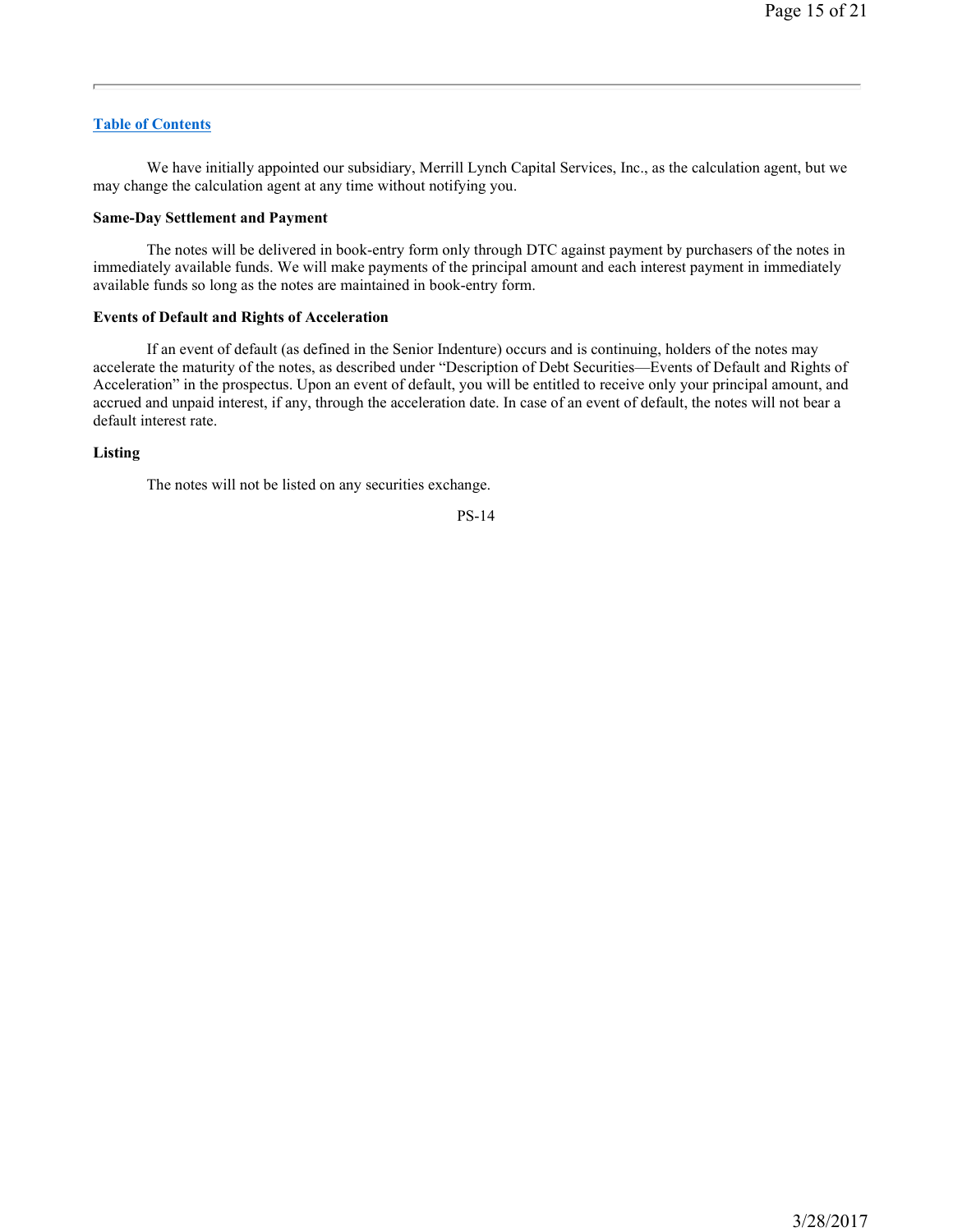We have initially appointed our subsidiary, Merrill Lynch Capital Services, Inc., as the calculation agent, but we may change the calculation agent at any time without notifying you.

**Same-Day Settlement and Payment**

The notes will be delivered in book-entry form only through DTC against payment by purchasers of the notes in immediately available funds. We will make payments of the principal amount and each interest payment in immediately available funds so long as the notes are maintained in book-entry form.

**Events of Default and Rights of Acceleration**

If an event of default (as defined in the Senior Indenture) occurs and is continuing, holders of the notes may accelerate the maturity of the notes, as described under "Description of Debt Securities—Events of Default and Rights of Acceleration" in the prospectus. Upon an event of default, you will be entitled to receive only your principal amount, and accrued and unpaid interest, if any, through the acceleration date. In case of an event of default, the notes will not bear a default interest rate.

**Listing**

The notes will not be listed on any securities exchange.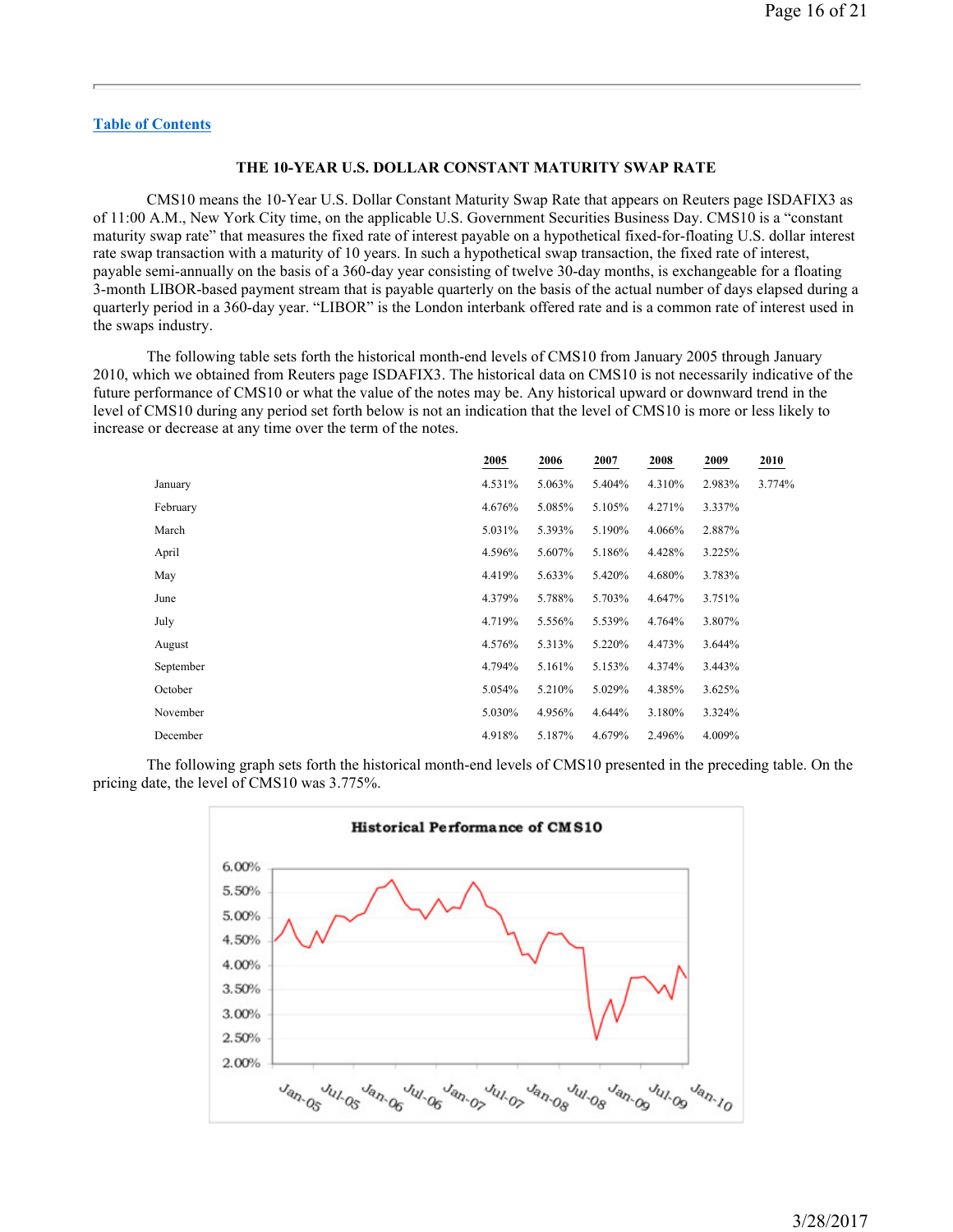[Table of Contents](#)

## THE 10-YEAR U.S. DOLLAR CONSTANT MATURITY SWAP RATE

CMS10 means the 10-Year U.S. Dollar Constant Maturity Swap Rate that appears on Reuters page ISDAFIX3 as of 11:00 A.M., New York City time, on the applicable U.S. Government Securities Business Day. CMS10 is a "constant maturity swap rate" that measures the fixed rate of interest payable on a hypothetical fixed-for-floating U.S. dollar interest rate swap transaction with a maturity of 10 years. In such a hypothetical swap transaction, the fixed rate of interest, payable semi-annually on the basis of a 360-day year consisting of twelve 30-day months, is exchangeable for a floating 3-month LIBOR-based payment stream that is payable quarterly on the basis of the actual number of days elapsed during a quarterly period in a 360-day year. "LIBOR" is the London interbank offered rate and is a common rate of interest used in the swaps industry.

The following table sets forth the historical month-end levels of CMS10 from January 2005 through January 2010, which we obtained from Reuters page ISDAFIX3. The historical data on CMS10 is not necessarily indicative of the future performance of CMS10 or what the value of the notes may be. Any historical upward or downward trend in the level of CMS10 during any period set forth below is not an indication that the level of CMS10 is more or less likely to increase or decrease at any time over the term of the notes.

| | 2005 | 2006 | 2007 | 2008 | 2009 | 2010 |
|---|---|---|---|---|---|---|
| January | 4.531% | 5.063% | 5.404% | 4.310% | 2.983% | 3.774% |
| February | 4.676% | 5.085% | 5.105% | 4.271% | 3.337% | |
| March | 5.031% | 5.393% | 5.190% | 4.066% | 2.887% | |
| April | 4.596% | 5.607% | 5.186% | 4.428% | 3.225% | |
| May | 4.419% | 5.633% | 5.420% | 4.680% | 3.783% | |
| June | 4.379% | 5.788% | 5.703% | 4.647% | 3.751% | |
| July | 4.719% | 5.556% | 5.539% | 4.764% | 3.807% | |
| August | 4.576% | 5.313% | 5.220% | 4.473% | 3.644% | |
| September | 4.794% | 5.161% | 5.153% | 4.374% | 3.443% | |
| October | 5.054% | 5.210% | 5.029% | 4.385% | 3.625% | |
| November | 5.030% | 4.956% | 4.644% | 3.180% | 3.324% | |
| December | 4.918% | 5.187% | 4.679% | 2.496% | 4.009% | |

The following graph sets forth the historical month-end levels of CMS10 presented in the preceding table. On the pricing date, the level of CMS10 was 3.775%.

**Historical Performance of CMS10**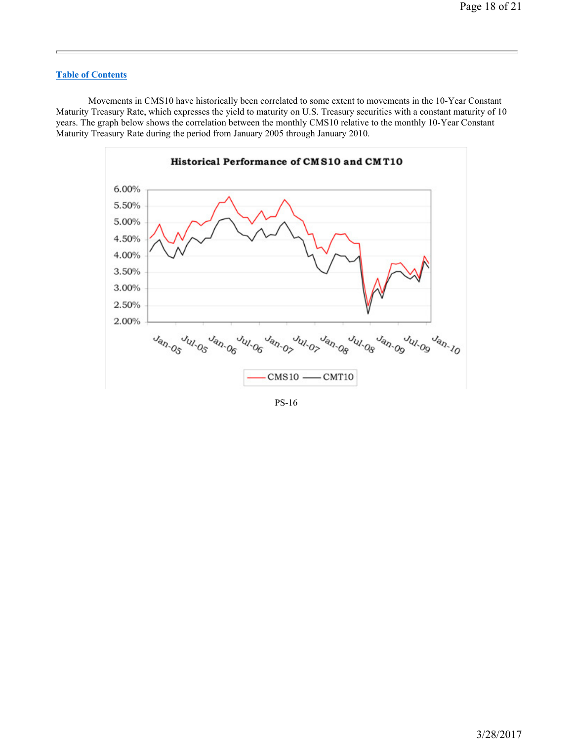Table of Contents

Movements in CMS10 have historically been correlated to some extent to movements in the 10-Year Constant Maturity Treasury Rate, which expresses the yield to maturity on U.S. Treasury securities with a constant maturity of 10 years. The graph below shows the correlation between the monthly CMS10 relative to the monthly 10-Year Constant Maturity Treasury Rate during the period from January 2005 through January 2010.

**Historical Performance of CMS10 and CMT10**

PS-16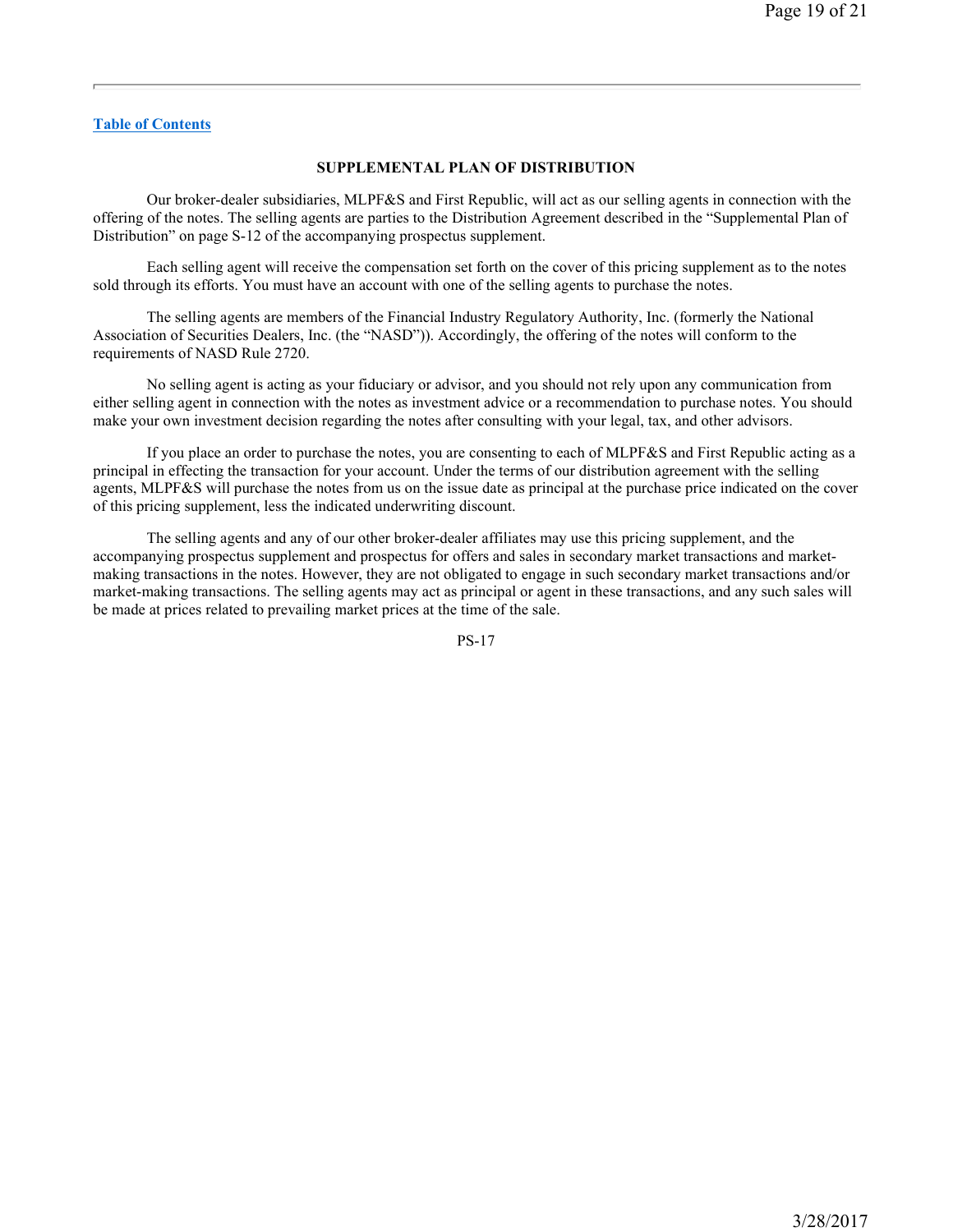[Table of Contents](#)

## SUPPLEMENTAL PLAN OF DISTRIBUTION

Our broker-dealer subsidiaries, MLPF&S and First Republic, will act as our selling agents in connection with the offering of the notes. The selling agents are parties to the Distribution Agreement described in the "Supplemental Plan of Distribution" on page S-12 of the accompanying prospectus supplement.

Each selling agent will receive the compensation set forth on the cover of this pricing supplement as to the notes sold through its efforts. You must have an account with one of the selling agents to purchase the notes.

The selling agents are members of the Financial Industry Regulatory Authority, Inc. (formerly the National Association of Securities Dealers, Inc. (the "NASD")). Accordingly, the offering of the notes will conform to the requirements of NASD Rule 2720.

No selling agent is acting as your fiduciary or advisor, and you should not rely upon any communication from either selling agent in connection with the notes as investment advice or a recommendation to purchase notes. You should make your own investment decision regarding the notes after consulting with your legal, tax, and other advisors.

If you place an order to purchase the notes, you are consenting to each of MLPF&S and First Republic acting as a principal in effecting the transaction for your account. Under the terms of our distribution agreement with the selling agents, MLPF&S will purchase the notes from us on the issue date as principal at the purchase price indicated on the cover of this pricing supplement, less the indicated underwriting discount.

The selling agents and any of our other broker-dealer affiliates may use this pricing supplement, and the accompanying prospectus supplement and prospectus for offers and sales in secondary market transactions and market-making transactions in the notes. However, they are not obligated to engage in such secondary market transactions and/or market-making transactions. The selling agents may act as principal or agent in these transactions, and any such sales will be made at prices related to prevailing market prices at the time of the sale.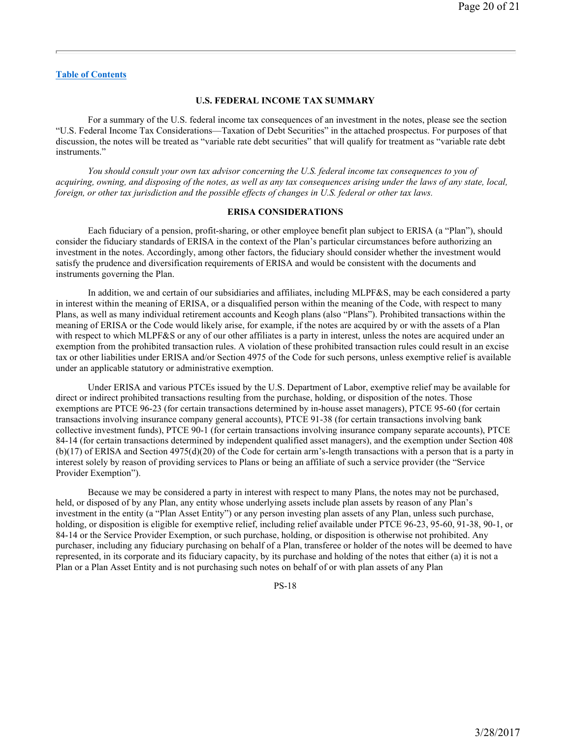[Table of Contents](#)

## U.S. FEDERAL INCOME TAX SUMMARY

For a summary of the U.S. federal income tax consequences of an investment in the notes, please see the section "U.S. Federal Income Tax Considerations—Taxation of Debt Securities" in the attached prospectus. For purposes of that discussion, the notes will be treated as "variable rate debt securities" that will qualify for treatment as "variable rate debt instruments."

*You should consult your own tax advisor concerning the U.S. federal income tax consequences to you of acquiring, owning, and disposing of the notes, as well as any tax consequences arising under the laws of any state, local, foreign, or other tax jurisdiction and the possible effects of changes in U.S. federal or other tax laws.*

## ERISA CONSIDERATIONS

Each fiduciary of a pension, profit-sharing, or other employee benefit plan subject to ERISA (a "Plan"), should consider the fiduciary standards of ERISA in the context of the Plan's particular circumstances before authorizing an investment in the notes. Accordingly, among other factors, the fiduciary should consider whether the investment would satisfy the prudence and diversification requirements of ERISA and would be consistent with the documents and instruments governing the Plan.

In addition, we and certain of our subsidiaries and affiliates, including MLPF&S, may be each considered a party in interest within the meaning of ERISA, or a disqualified person within the meaning of the Code, with respect to many Plans, as well as many individual retirement accounts and Keogh plans (also "Plans"). Prohibited transactions within the meaning of ERISA or the Code would likely arise, for example, if the notes are acquired by or with the assets of a Plan with respect to which MLPF&S or any of our other affiliates is a party in interest, unless the notes are acquired under an exemption from the prohibited transaction rules. A violation of these prohibited transaction rules could result in an excise tax or other liabilities under ERISA and/or Section 4975 of the Code for such persons, unless exemptive relief is available under an applicable statutory or administrative exemption.

Under ERISA and various PTCEs issued by the U.S. Department of Labor, exemptive relief may be available for direct or indirect prohibited transactions resulting from the purchase, holding, or disposition of the notes. Those exemptions are PTCE 96-23 (for certain transactions determined by in-house asset managers), PTCE 95-60 (for certain transactions involving insurance company general accounts), PTCE 91-38 (for certain transactions involving bank collective investment funds), PTCE 90-1 (for certain transactions involving insurance company separate accounts), PTCE 84-14 (for certain transactions determined by independent qualified asset managers), and the exemption under Section 408 (b)(17) of ERISA and Section 4975(d)(20) of the Code for certain arm's-length transactions with a person that is a party in interest solely by reason of providing services to Plans or being an affiliate of such a service provider (the "Service Provider Exemption").

Because we may be considered a party in interest with respect to many Plans, the notes may not be purchased, held, or disposed of by any Plan, any entity whose underlying assets include plan assets by reason of any Plan's investment in the entity (a "Plan Asset Entity") or any person investing plan assets of any Plan, unless such purchase, holding, or disposition is eligible for exemptive relief, including relief available under PTCE 96-23, 95-60, 91-38, 90-1, or 84-14 or the Service Provider Exemption, or such purchase, holding, or disposition is otherwise not prohibited. Any purchaser, including any fiduciary purchasing on behalf of a Plan, transferee or holder of the notes will be deemed to have represented, in its corporate and its fiduciary capacity, by its purchase and holding of the notes that either (a) it is not a Plan or a Plan Asset Entity and is not purchasing such notes on behalf of or with plan assets of any Plan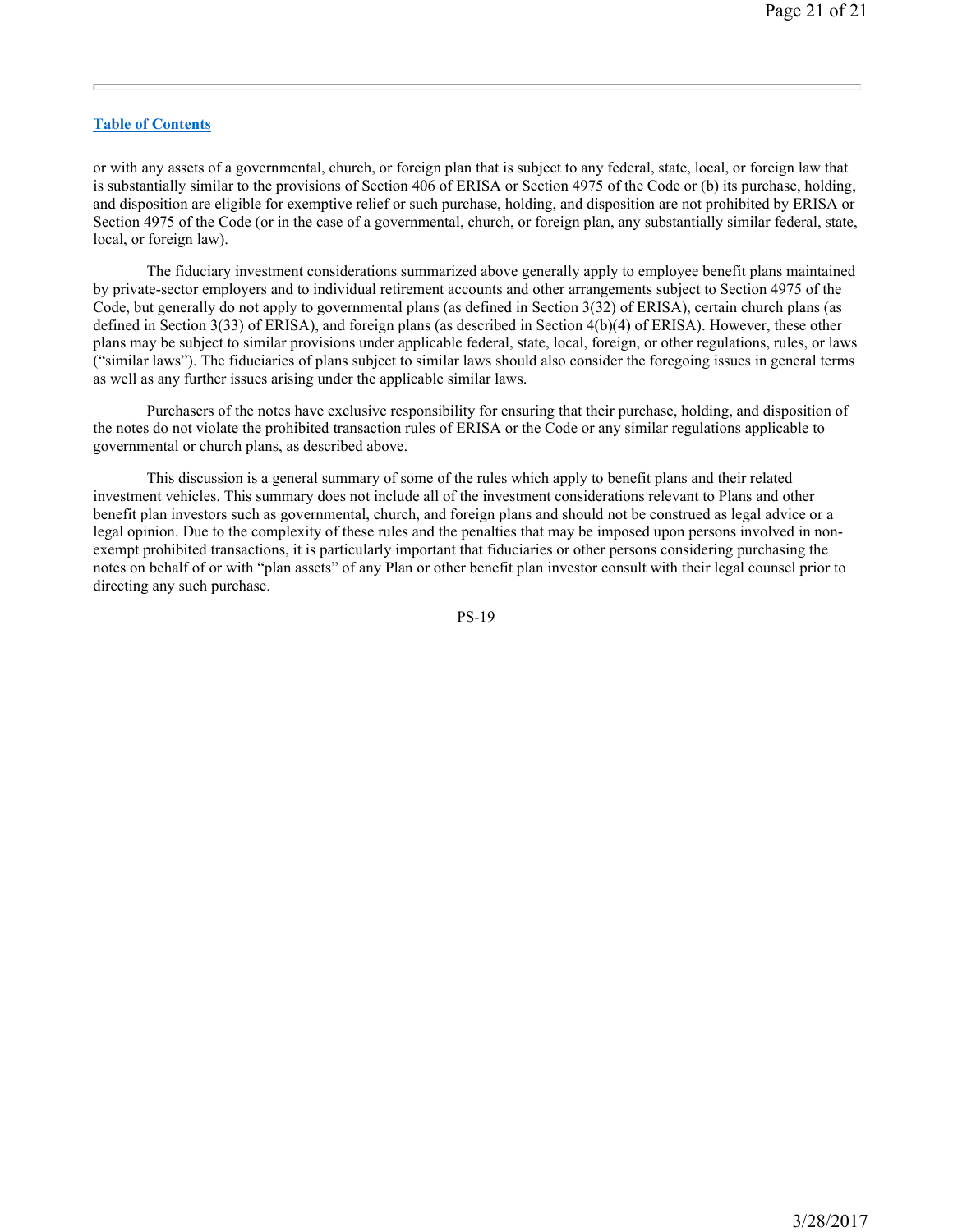or with any assets of a governmental, church, or foreign plan that is subject to any federal, state, local, or foreign law that is substantially similar to the provisions of Section 406 of ERISA or Section 4975 of the Code or (b) its purchase, holding, and disposition are eligible for exemptive relief or such purchase, holding, and disposition are not prohibited by ERISA or Section 4975 of the Code (or in the case of a governmental, church, or foreign plan, any substantially similar federal, state, local, or foreign law).

The fiduciary investment considerations summarized above generally apply to employee benefit plans maintained by private-sector employers and to individual retirement accounts and other arrangements subject to Section 4975 of the Code, but generally do not apply to governmental plans (as defined in Section 3(32) of ERISA), certain church plans (as defined in Section 3(33) of ERISA), and foreign plans (as described in Section 4(b)(4) of ERISA). However, these other plans may be subject to similar provisions under applicable federal, state, local, foreign, or other regulations, rules, or laws ("similar laws"). The fiduciaries of plans subject to similar laws should also consider the foregoing issues in general terms as well as any further issues arising under the applicable similar laws.

Purchasers of the notes have exclusive responsibility for ensuring that their purchase, holding, and disposition of the notes do not violate the prohibited transaction rules of ERISA or the Code or any similar regulations applicable to governmental or church plans, as described above.

This discussion is a general summary of some of the rules which apply to benefit plans and their related investment vehicles. This summary does not include all of the investment considerations relevant to Plans and other benefit plan investors such as governmental, church, and foreign plans and should not be construed as legal advice or a legal opinion. Due to the complexity of these rules and the penalties that may be imposed upon persons involved in non-exempt prohibited transactions, it is particularly important that fiduciaries or other persons considering purchasing the notes on behalf of or with "plan assets" of any Plan or other benefit plan investor consult with their legal counsel prior to directing any such purchase.